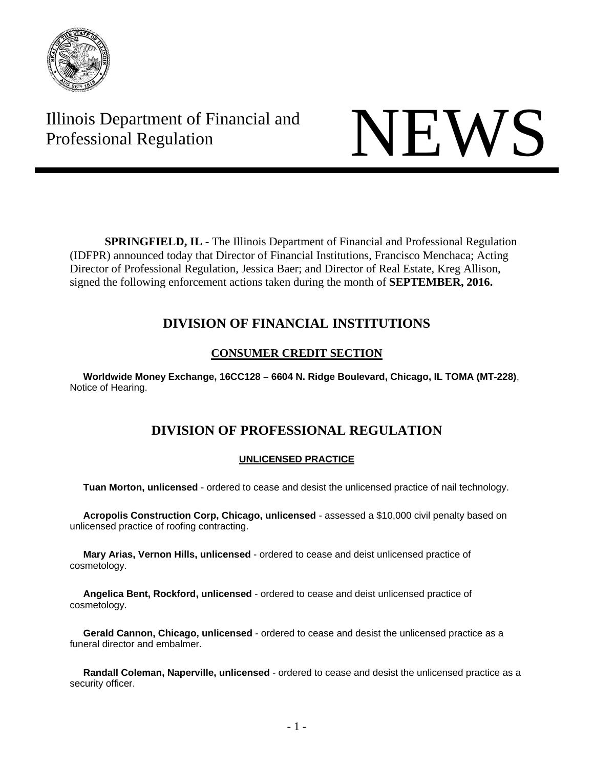Illinois Department of Financial and Professional Regulation

# NEWS

**SPRINGFIELD, IL** - The Illinois Department of Financial and Professional Regulation (IDFPR) announced today that Director of Financial Institutions, Francisco Menchaca; Acting Director of Professional Regulation, Jessica Baer; and Director of Real Estate, Kreg Allison, signed the following enforcement actions taken during the month of **SEPTEMBER, 2016.**

## DIVISION OF FINANCIAL INSTITUTIONS

### CONSUMER CREDIT SECTION

**Worldwide Money Exchange, 16CC128 – 6604 N. Ridge Boulevard, Chicago, IL TOMA (MT-228)**, Notice of Hearing.

## DIVISION OF PROFESSIONAL REGULATION

### UNLICENSED PRACTICE

**Tuan Morton, unlicensed** - ordered to cease and desist the unlicensed practice of nail technology.

**Acropolis Construction Corp, Chicago, unlicensed** - assessed a $10,000 civil penalty based on unlicensed practice of roofing contracting.

**Mary Arias, Vernon Hills, unlicensed** - ordered to cease and deist unlicensed practice of cosmetology.

**Angelica Bent, Rockford, unlicensed** - ordered to cease and deist unlicensed practice of cosmetology.

**Gerald Cannon, Chicago, unlicensed** - ordered to cease and desist the unlicensed practice as a funeral director and embalmer.

**Randall Coleman, Naperville, unlicensed** - ordered to cease and desist the unlicensed practice as a security officer.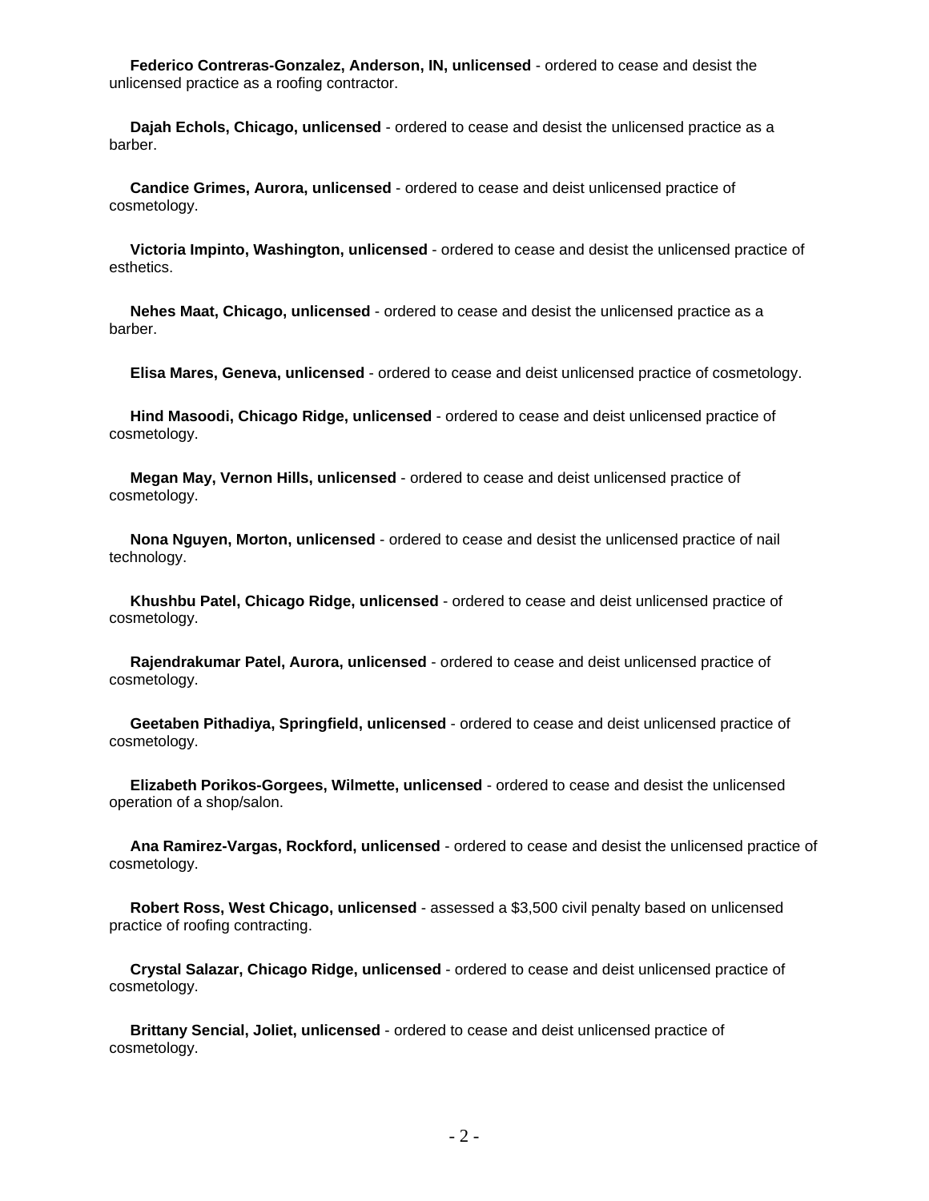**Federico Contreras-Gonzalez, Anderson, IN, unlicensed** - ordered to cease and desist the unlicensed practice as a roofing contractor.

**Dajah Echols, Chicago, unlicensed** - ordered to cease and desist the unlicensed practice as a barber.

**Candice Grimes, Aurora, unlicensed** - ordered to cease and deist unlicensed practice of cosmetology.

**Victoria Impinto, Washington, unlicensed** - ordered to cease and desist the unlicensed practice of esthetics.

**Nehes Maat, Chicago, unlicensed** - ordered to cease and desist the unlicensed practice as a barber.

**Elisa Mares, Geneva, unlicensed** - ordered to cease and deist unlicensed practice of cosmetology.

**Hind Masoodi, Chicago Ridge, unlicensed** - ordered to cease and deist unlicensed practice of cosmetology.

**Megan May, Vernon Hills, unlicensed** - ordered to cease and deist unlicensed practice of cosmetology.

**Nona Nguyen, Morton, unlicensed** - ordered to cease and desist the unlicensed practice of nail technology.

**Khushbu Patel, Chicago Ridge, unlicensed** - ordered to cease and deist unlicensed practice of cosmetology.

**Rajendrakumar Patel, Aurora, unlicensed** - ordered to cease and deist unlicensed practice of cosmetology.

**Geetaben Pithadiya, Springfield, unlicensed** - ordered to cease and deist unlicensed practice of cosmetology.

**Elizabeth Porikos-Gorgees, Wilmette, unlicensed** - ordered to cease and desist the unlicensed operation of a shop/salon.

**Ana Ramirez-Vargas, Rockford, unlicensed** - ordered to cease and desist the unlicensed practice of cosmetology.

**Robert Ross, West Chicago, unlicensed** - assessed a $3,500 civil penalty based on unlicensed practice of roofing contracting.

**Crystal Salazar, Chicago Ridge, unlicensed** - ordered to cease and deist unlicensed practice of cosmetology.

**Brittany Sencial, Joliet, unlicensed** - ordered to cease and deist unlicensed practice of cosmetology.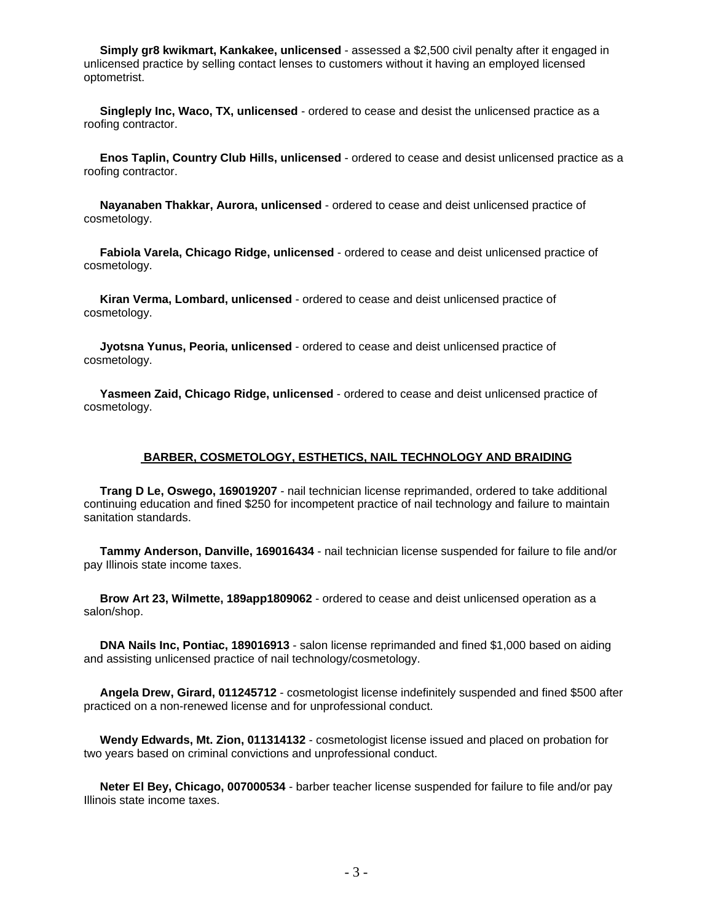**Simply gr8 kwikmart, Kankakee, unlicensed** - assessed a $2,500 civil penalty after it engaged in unlicensed practice by selling contact lenses to customers without it having an employed licensed optometrist.

**Singleply Inc, Waco, TX, unlicensed** - ordered to cease and desist the unlicensed practice as a roofing contractor.

**Enos Taplin, Country Club Hills, unlicensed** - ordered to cease and desist unlicensed practice as a roofing contractor.

**Nayanaben Thakkar, Aurora, unlicensed** - ordered to cease and deist unlicensed practice of cosmetology.

**Fabiola Varela, Chicago Ridge, unlicensed** - ordered to cease and deist unlicensed practice of cosmetology.

**Kiran Verma, Lombard, unlicensed** - ordered to cease and deist unlicensed practice of cosmetology.

**Jyotsna Yunus, Peoria, unlicensed** - ordered to cease and deist unlicensed practice of cosmetology.

**Yasmeen Zaid, Chicago Ridge, unlicensed** - ordered to cease and deist unlicensed practice of cosmetology.

## BARBER, COSMETOLOGY, ESTHETICS, NAIL TECHNOLOGY AND BRAIDING

**Trang D Le, Oswego, 169019207** - nail technician license reprimanded, ordered to take additional continuing education and fined $250 for incompetent practice of nail technology and failure to maintain sanitation standards.

**Tammy Anderson, Danville, 169016434** - nail technician license suspended for failure to file and/or pay Illinois state income taxes.

**Brow Art 23, Wilmette, 189app1809062** - ordered to cease and deist unlicensed operation as a salon/shop.

**DNA Nails Inc, Pontiac, 189016913** - salon license reprimanded and fined $1,000 based on aiding and assisting unlicensed practice of nail technology/cosmetology.

**Angela Drew, Girard, 011245712** - cosmetologist license indefinitely suspended and fined $500 after practiced on a non-renewed license and for unprofessional conduct.

**Wendy Edwards, Mt. Zion, 011314132** - cosmetologist license issued and placed on probation for two years based on criminal convictions and unprofessional conduct.

**Neter El Bey, Chicago, 007000534** - barber teacher license suspended for failure to file and/or pay Illinois state income taxes.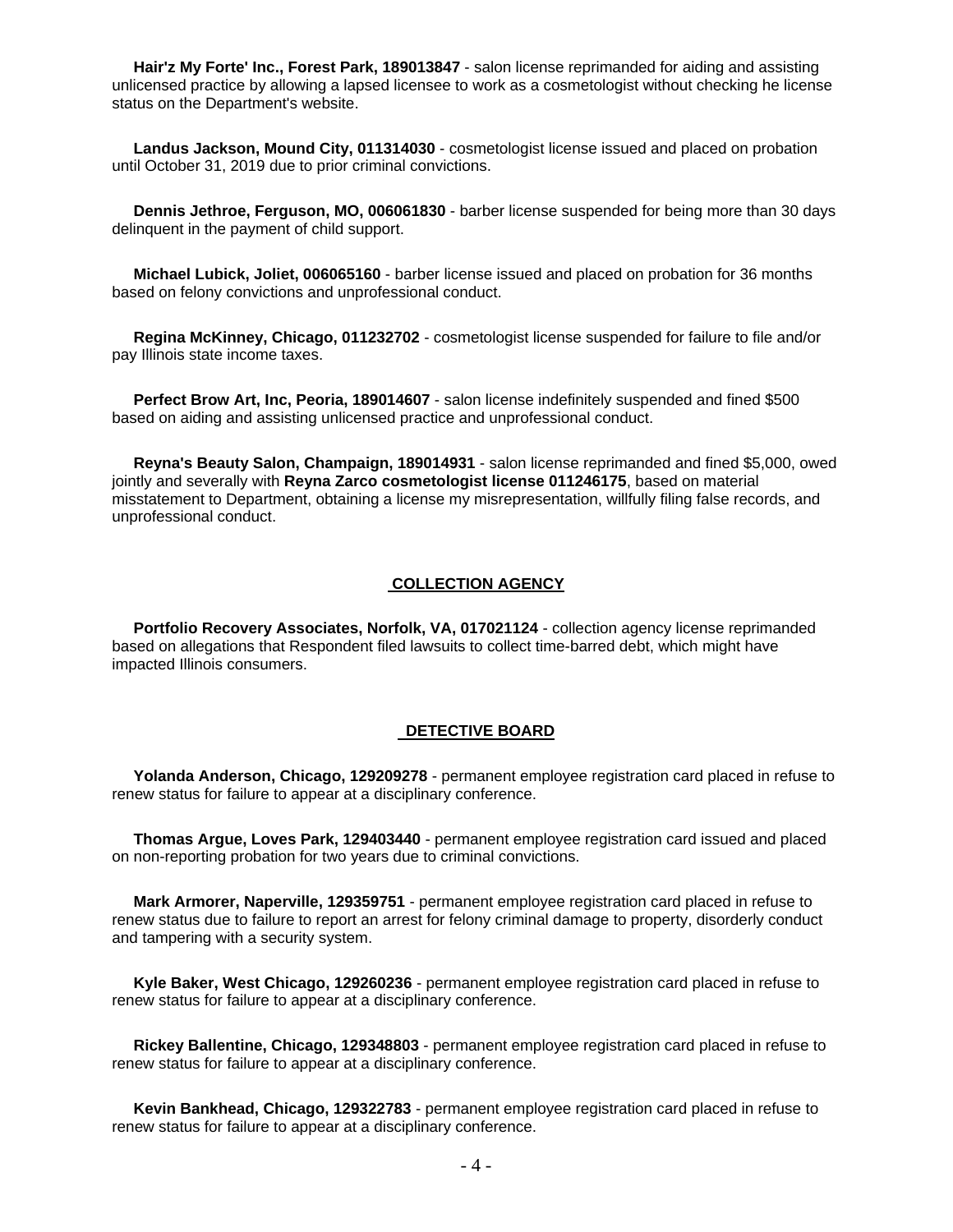**Hair'z My Forte' Inc., Forest Park, 189013847** - salon license reprimanded for aiding and assisting unlicensed practice by allowing a lapsed licensee to work as a cosmetologist without checking he license status on the Department's website.

**Landus Jackson, Mound City, 011314030** - cosmetologist license issued and placed on probation until October 31, 2019 due to prior criminal convictions.

**Dennis Jethroe, Ferguson, MO, 006061830** - barber license suspended for being more than 30 days delinquent in the payment of child support.

**Michael Lubick, Joliet, 006065160** - barber license issued and placed on probation for 36 months based on felony convictions and unprofessional conduct.

**Regina McKinney, Chicago, 011232702** - cosmetologist license suspended for failure to file and/or pay Illinois state income taxes.

**Perfect Brow Art, Inc, Peoria, 189014607** - salon license indefinitely suspended and fined $500 based on aiding and assisting unlicensed practice and unprofessional conduct.

**Reyna's Beauty Salon, Champaign, 189014931** - salon license reprimanded and fined $5,000, owed jointly and severally with **Reyna Zarco cosmetologist license 011246175**, based on material misstatement to Department, obtaining a license my misrepresentation, willfully filing false records, and unprofessional conduct.

## COLLECTION AGENCY

**Portfolio Recovery Associates, Norfolk, VA, 017021124** - collection agency license reprimanded based on allegations that Respondent filed lawsuits to collect time-barred debt, which might have impacted Illinois consumers.

## DETECTIVE BOARD

**Yolanda Anderson, Chicago, 129209278** - permanent employee registration card placed in refuse to renew status for failure to appear at a disciplinary conference.

**Thomas Argue, Loves Park, 129403440** - permanent employee registration card issued and placed on non-reporting probation for two years due to criminal convictions.

**Mark Armorer, Naperville, 129359751** - permanent employee registration card placed in refuse to renew status due to failure to report an arrest for felony criminal damage to property, disorderly conduct and tampering with a security system.

**Kyle Baker, West Chicago, 129260236** - permanent employee registration card placed in refuse to renew status for failure to appear at a disciplinary conference.

**Rickey Ballentine, Chicago, 129348803** - permanent employee registration card placed in refuse to renew status for failure to appear at a disciplinary conference.

**Kevin Bankhead, Chicago, 129322783** - permanent employee registration card placed in refuse to renew status for failure to appear at a disciplinary conference.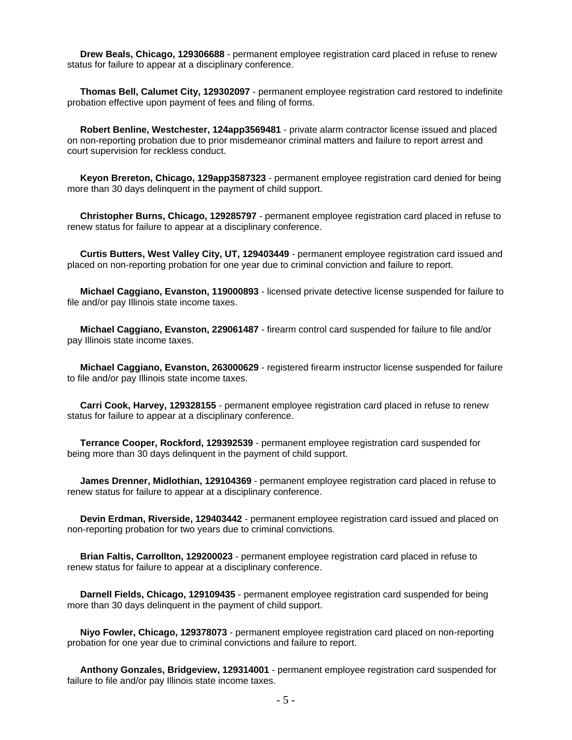**Drew Beals, Chicago, 129306688** - permanent employee registration card placed in refuse to renew status for failure to appear at a disciplinary conference.

**Thomas Bell, Calumet City, 129302097** - permanent employee registration card restored to indefinite probation effective upon payment of fees and filing of forms.

**Robert Benline, Westchester, 124app3569481** - private alarm contractor license issued and placed on non-reporting probation due to prior misdemeanor criminal matters and failure to report arrest and court supervision for reckless conduct.

**Keyon Brereton, Chicago, 129app3587323** - permanent employee registration card denied for being more than 30 days delinquent in the payment of child support.

**Christopher Burns, Chicago, 129285797** - permanent employee registration card placed in refuse to renew status for failure to appear at a disciplinary conference.

**Curtis Butters, West Valley City, UT, 129403449** - permanent employee registration card issued and placed on non-reporting probation for one year due to criminal conviction and failure to report.

**Michael Caggiano, Evanston, 119000893** - licensed private detective license suspended for failure to file and/or pay Illinois state income taxes.

**Michael Caggiano, Evanston, 229061487** - firearm control card suspended for failure to file and/or pay Illinois state income taxes.

**Michael Caggiano, Evanston, 263000629** - registered firearm instructor license suspended for failure to file and/or pay Illinois state income taxes.

**Carri Cook, Harvey, 129328155** - permanent employee registration card placed in refuse to renew status for failure to appear at a disciplinary conference.

**Terrance Cooper, Rockford, 129392539** - permanent employee registration card suspended for being more than 30 days delinquent in the payment of child support.

**James Drenner, Midlothian, 129104369** - permanent employee registration card placed in refuse to renew status for failure to appear at a disciplinary conference.

**Devin Erdman, Riverside, 129403442** - permanent employee registration card issued and placed on non-reporting probation for two years due to criminal convictions.

**Brian Faltis, Carrollton, 129200023** - permanent employee registration card placed in refuse to renew status for failure to appear at a disciplinary conference.

**Darnell Fields, Chicago, 129109435** - permanent employee registration card suspended for being more than 30 days delinquent in the payment of child support.

**Niyo Fowler, Chicago, 129378073** - permanent employee registration card placed on non-reporting probation for one year due to criminal convictions and failure to report.

**Anthony Gonzales, Bridgeview, 129314001** - permanent employee registration card suspended for failure to file and/or pay Illinois state income taxes.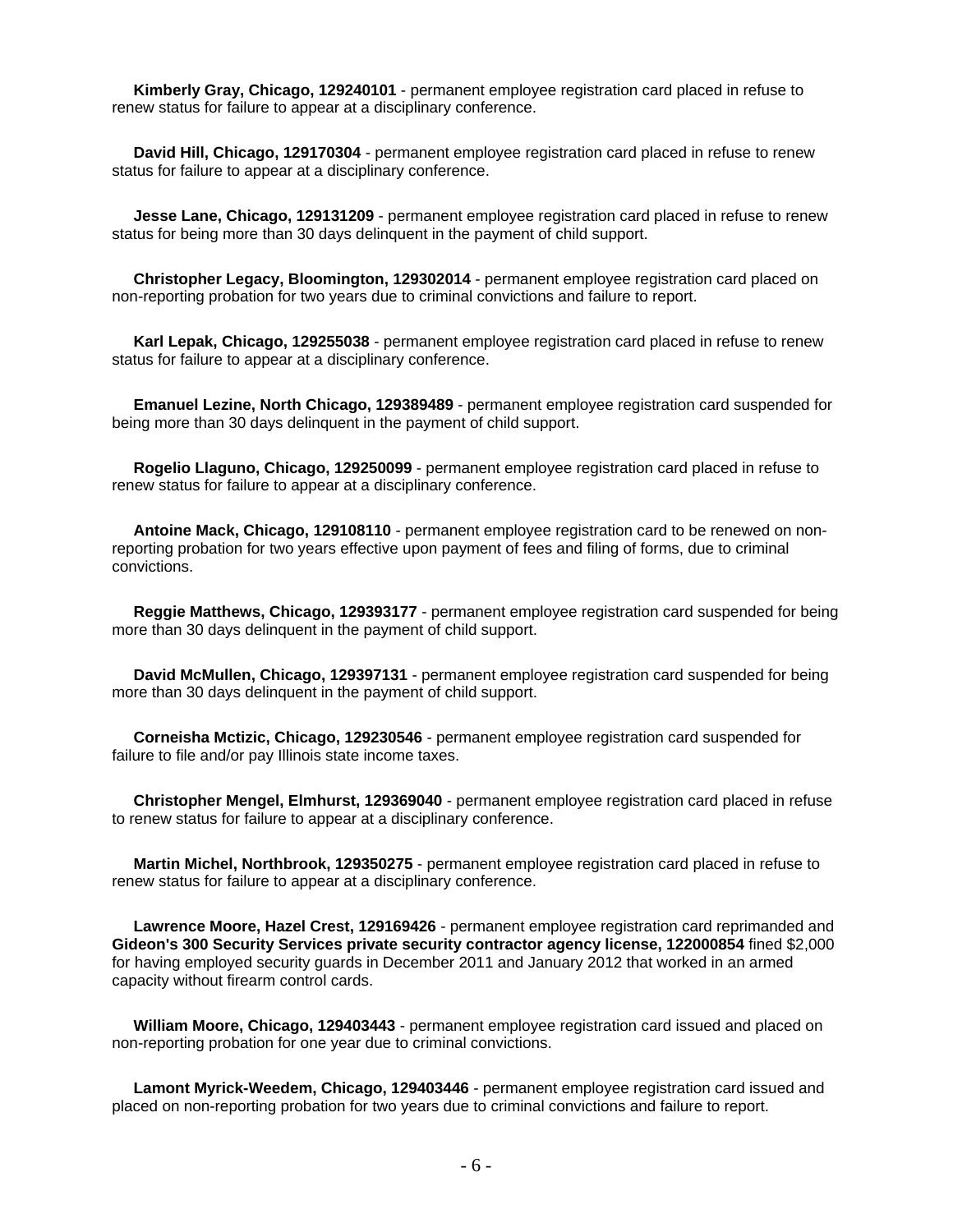**Kimberly Gray, Chicago, 129240101** - permanent employee registration card placed in refuse to renew status for failure to appear at a disciplinary conference.

**David Hill, Chicago, 129170304** - permanent employee registration card placed in refuse to renew status for failure to appear at a disciplinary conference.

**Jesse Lane, Chicago, 129131209** - permanent employee registration card placed in refuse to renew status for being more than 30 days delinquent in the payment of child support.

**Christopher Legacy, Bloomington, 129302014** - permanent employee registration card placed on non-reporting probation for two years due to criminal convictions and failure to report.

**Karl Lepak, Chicago, 129255038** - permanent employee registration card placed in refuse to renew status for failure to appear at a disciplinary conference.

**Emanuel Lezine, North Chicago, 129389489** - permanent employee registration card suspended for being more than 30 days delinquent in the payment of child support.

**Rogelio Llaguno, Chicago, 129250099** - permanent employee registration card placed in refuse to renew status for failure to appear at a disciplinary conference.

**Antoine Mack, Chicago, 129108110** - permanent employee registration card to be renewed on non-reporting probation for two years effective upon payment of fees and filing of forms, due to criminal convictions.

**Reggie Matthews, Chicago, 129393177** - permanent employee registration card suspended for being more than 30 days delinquent in the payment of child support.

**David McMullen, Chicago, 129397131** - permanent employee registration card suspended for being more than 30 days delinquent in the payment of child support.

**Corneisha Mctizic, Chicago, 129230546** - permanent employee registration card suspended for failure to file and/or pay Illinois state income taxes.

**Christopher Mengel, Elmhurst, 129369040** - permanent employee registration card placed in refuse to renew status for failure to appear at a disciplinary conference.

**Martin Michel, Northbrook, 129350275** - permanent employee registration card placed in refuse to renew status for failure to appear at a disciplinary conference.

**Lawrence Moore, Hazel Crest, 129169426** - permanent employee registration card reprimanded and **Gideon's 300 Security Services private security contractor agency license, 122000854** fined $2,000 for having employed security guards in December 2011 and January 2012 that worked in an armed capacity without firearm control cards.

**William Moore, Chicago, 129403443** - permanent employee registration card issued and placed on non-reporting probation for one year due to criminal convictions.

**Lamont Myrick-Weedem, Chicago, 129403446** - permanent employee registration card issued and placed on non-reporting probation for two years due to criminal convictions and failure to report.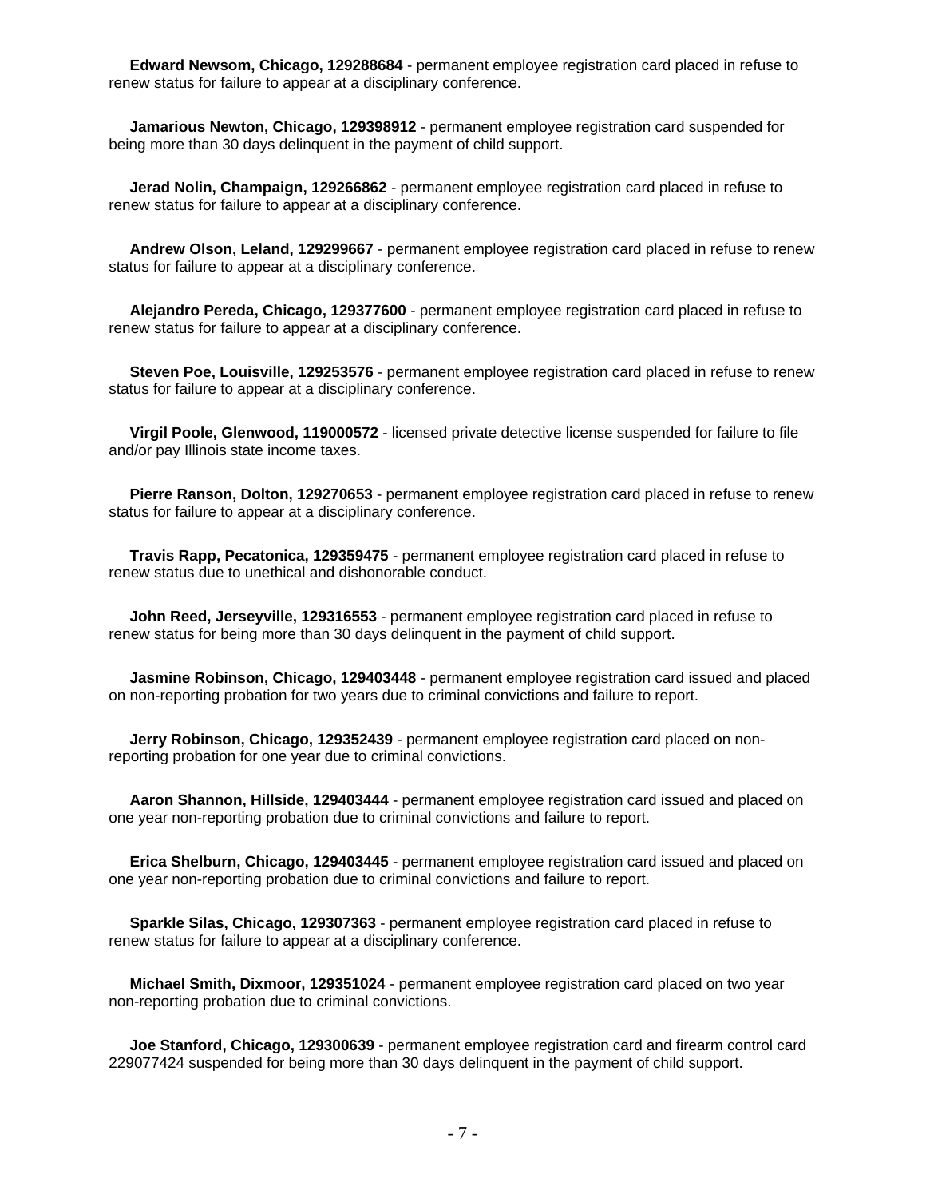**Edward Newsom, Chicago, 129288684** - permanent employee registration card placed in refuse to renew status for failure to appear at a disciplinary conference.

**Jamarious Newton, Chicago, 129398912** - permanent employee registration card suspended for being more than 30 days delinquent in the payment of child support.

**Jerad Nolin, Champaign, 129266862** - permanent employee registration card placed in refuse to renew status for failure to appear at a disciplinary conference.

**Andrew Olson, Leland, 129299667** - permanent employee registration card placed in refuse to renew status for failure to appear at a disciplinary conference.

**Alejandro Pereda, Chicago, 129377600** - permanent employee registration card placed in refuse to renew status for failure to appear at a disciplinary conference.

**Steven Poe, Louisville, 129253576** - permanent employee registration card placed in refuse to renew status for failure to appear at a disciplinary conference.

**Virgil Poole, Glenwood, 119000572** - licensed private detective license suspended for failure to file and/or pay Illinois state income taxes.

**Pierre Ranson, Dolton, 129270653** - permanent employee registration card placed in refuse to renew status for failure to appear at a disciplinary conference.

**Travis Rapp, Pecatonica, 129359475** - permanent employee registration card placed in refuse to renew status due to unethical and dishonorable conduct.

**John Reed, Jerseyville, 129316553** - permanent employee registration card placed in refuse to renew status for being more than 30 days delinquent in the payment of child support.

**Jasmine Robinson, Chicago, 129403448** - permanent employee registration card issued and placed on non-reporting probation for two years due to criminal convictions and failure to report.

**Jerry Robinson, Chicago, 129352439** - permanent employee registration card placed on non-reporting probation for one year due to criminal convictions.

**Aaron Shannon, Hillside, 129403444** - permanent employee registration card issued and placed on one year non-reporting probation due to criminal convictions and failure to report.

**Erica Shelburn, Chicago, 129403445** - permanent employee registration card issued and placed on one year non-reporting probation due to criminal convictions and failure to report.

**Sparkle Silas, Chicago, 129307363** - permanent employee registration card placed in refuse to renew status for failure to appear at a disciplinary conference.

**Michael Smith, Dixmoor, 129351024** - permanent employee registration card placed on two year non-reporting probation due to criminal convictions.

**Joe Stanford, Chicago, 129300639** - permanent employee registration card and firearm control card 229077424 suspended for being more than 30 days delinquent in the payment of child support.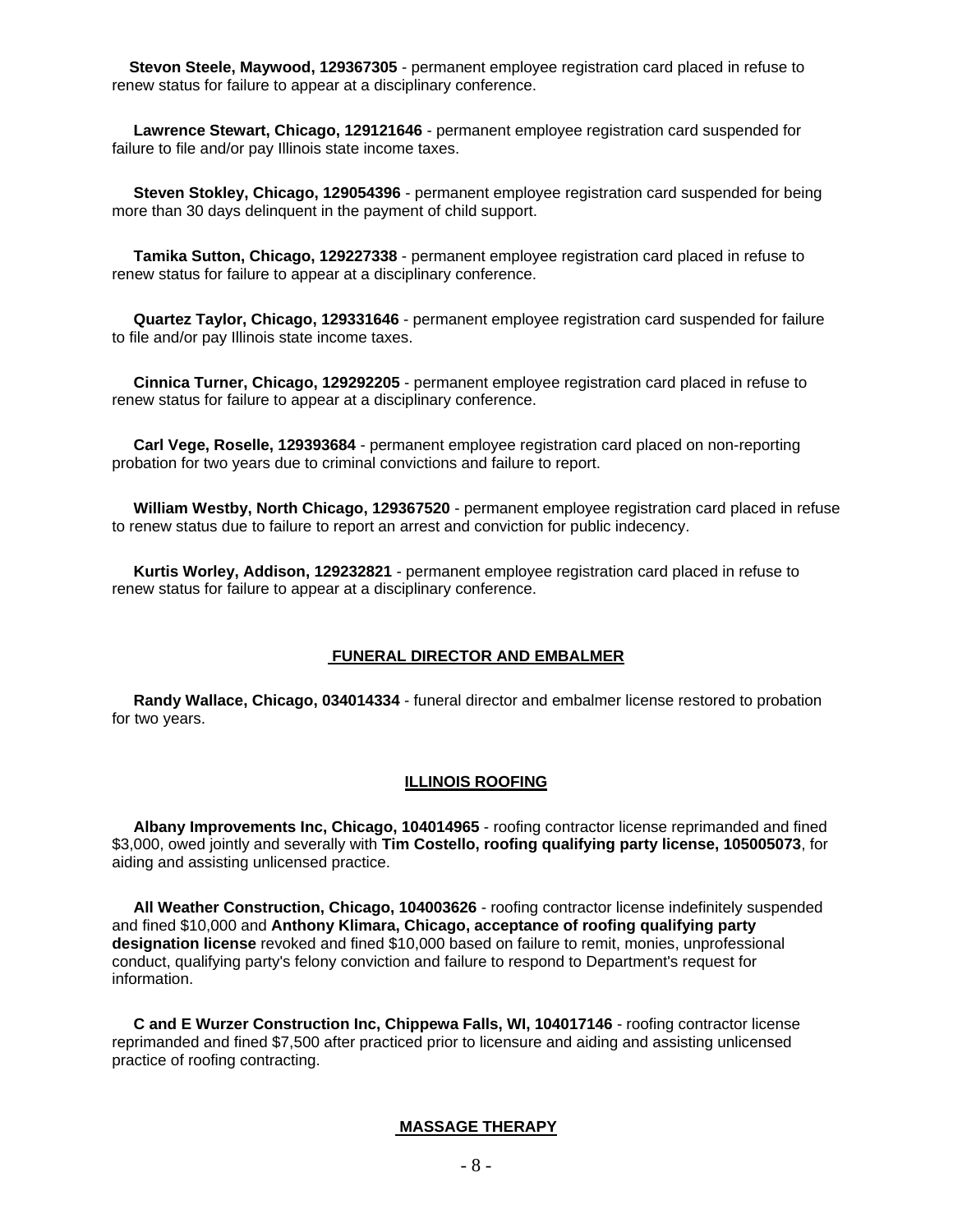**Stevon Steele, Maywood, 129367305** - permanent employee registration card placed in refuse to renew status for failure to appear at a disciplinary conference.

**Lawrence Stewart, Chicago, 129121646** - permanent employee registration card suspended for failure to file and/or pay Illinois state income taxes.

**Steven Stokley, Chicago, 129054396** - permanent employee registration card suspended for being more than 30 days delinquent in the payment of child support.

**Tamika Sutton, Chicago, 129227338** - permanent employee registration card placed in refuse to renew status for failure to appear at a disciplinary conference.

**Quartez Taylor, Chicago, 129331646** - permanent employee registration card suspended for failure to file and/or pay Illinois state income taxes.

**Cinnica Turner, Chicago, 129292205** - permanent employee registration card placed in refuse to renew status for failure to appear at a disciplinary conference.

**Carl Vege, Roselle, 129393684** - permanent employee registration card placed on non-reporting probation for two years due to criminal convictions and failure to report.

**William Westby, North Chicago, 129367520** - permanent employee registration card placed in refuse to renew status due to failure to report an arrest and conviction for public indecency.

**Kurtis Worley, Addison, 129232821** - permanent employee registration card placed in refuse to renew status for failure to appear at a disciplinary conference.

## FUNERAL DIRECTOR AND EMBALMER

**Randy Wallace, Chicago, 034014334** - funeral director and embalmer license restored to probation for two years.

## ILLINOIS ROOFING

**Albany Improvements Inc, Chicago, 104014965** - roofing contractor license reprimanded and fined $3,000, owed jointly and severally with **Tim Costello, roofing qualifying party license, 105005073**, for aiding and assisting unlicensed practice.

**All Weather Construction, Chicago, 104003626** - roofing contractor license indefinitely suspended and fined $10,000 and **Anthony Klimara, Chicago, acceptance of roofing qualifying party designation license** revoked and fined $10,000 based on failure to remit, monies, unprofessional conduct, qualifying party's felony conviction and failure to respond to Department's request for information.

**C and E Wurzer Construction Inc, Chippewa Falls, WI, 104017146** - roofing contractor license reprimanded and fined $7,500 after practiced prior to licensure and aiding and assisting unlicensed practice of roofing contracting.

## MASSAGE THERAPY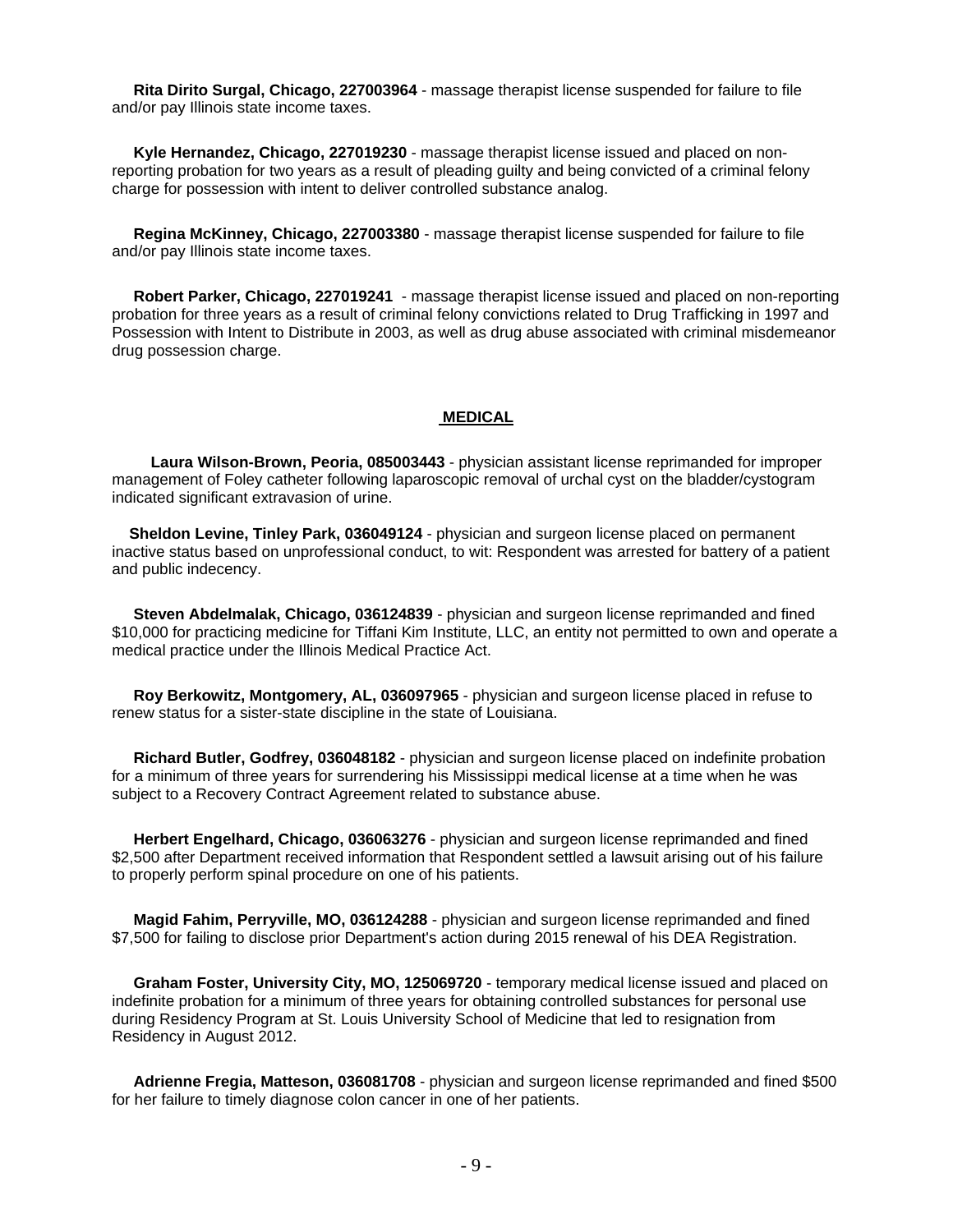**Rita Dirito Surgal, Chicago, 227003964** - massage therapist license suspended for failure to file and/or pay Illinois state income taxes.

**Kyle Hernandez, Chicago, 227019230** - massage therapist license issued and placed on non-reporting probation for two years as a result of pleading guilty and being convicted of a criminal felony charge for possession with intent to deliver controlled substance analog.

**Regina McKinney, Chicago, 227003380** - massage therapist license suspended for failure to file and/or pay Illinois state income taxes.

**Robert Parker, Chicago, 227019241** - massage therapist license issued and placed on non-reporting probation for three years as a result of criminal felony convictions related to Drug Trafficking in 1997 and Possession with Intent to Distribute in 2003, as well as drug abuse associated with criminal misdemeanor drug possession charge.

## MEDICAL

**Laura Wilson-Brown, Peoria, 085003443** - physician assistant license reprimanded for improper management of Foley catheter following laparoscopic removal of urchal cyst on the bladder/cystogram indicated significant extravasion of urine.

**Sheldon Levine, Tinley Park, 036049124** - physician and surgeon license placed on permanent inactive status based on unprofessional conduct, to wit: Respondent was arrested for battery of a patient and public indecency.

**Steven Abdelmalak, Chicago, 036124839** - physician and surgeon license reprimanded and fined $10,000 for practicing medicine for Tiffani Kim Institute, LLC, an entity not permitted to own and operate a medical practice under the Illinois Medical Practice Act.

**Roy Berkowitz, Montgomery, AL, 036097965** - physician and surgeon license placed in refuse to renew status for a sister-state discipline in the state of Louisiana.

**Richard Butler, Godfrey, 036048182** - physician and surgeon license placed on indefinite probation for a minimum of three years for surrendering his Mississippi medical license at a time when he was subject to a Recovery Contract Agreement related to substance abuse.

**Herbert Engelhard, Chicago, 036063276** - physician and surgeon license reprimanded and fined $2,500 after Department received information that Respondent settled a lawsuit arising out of his failure to properly perform spinal procedure on one of his patients.

**Magid Fahim, Perryville, MO, 036124288** - physician and surgeon license reprimanded and fined $7,500 for failing to disclose prior Department's action during 2015 renewal of his DEA Registration.

**Graham Foster, University City, MO, 125069720** - temporary medical license issued and placed on indefinite probation for a minimum of three years for obtaining controlled substances for personal use during Residency Program at St. Louis University School of Medicine that led to resignation from Residency in August 2012.

**Adrienne Fregia, Matteson, 036081708** - physician and surgeon license reprimanded and fined $500 for her failure to timely diagnose colon cancer in one of her patients.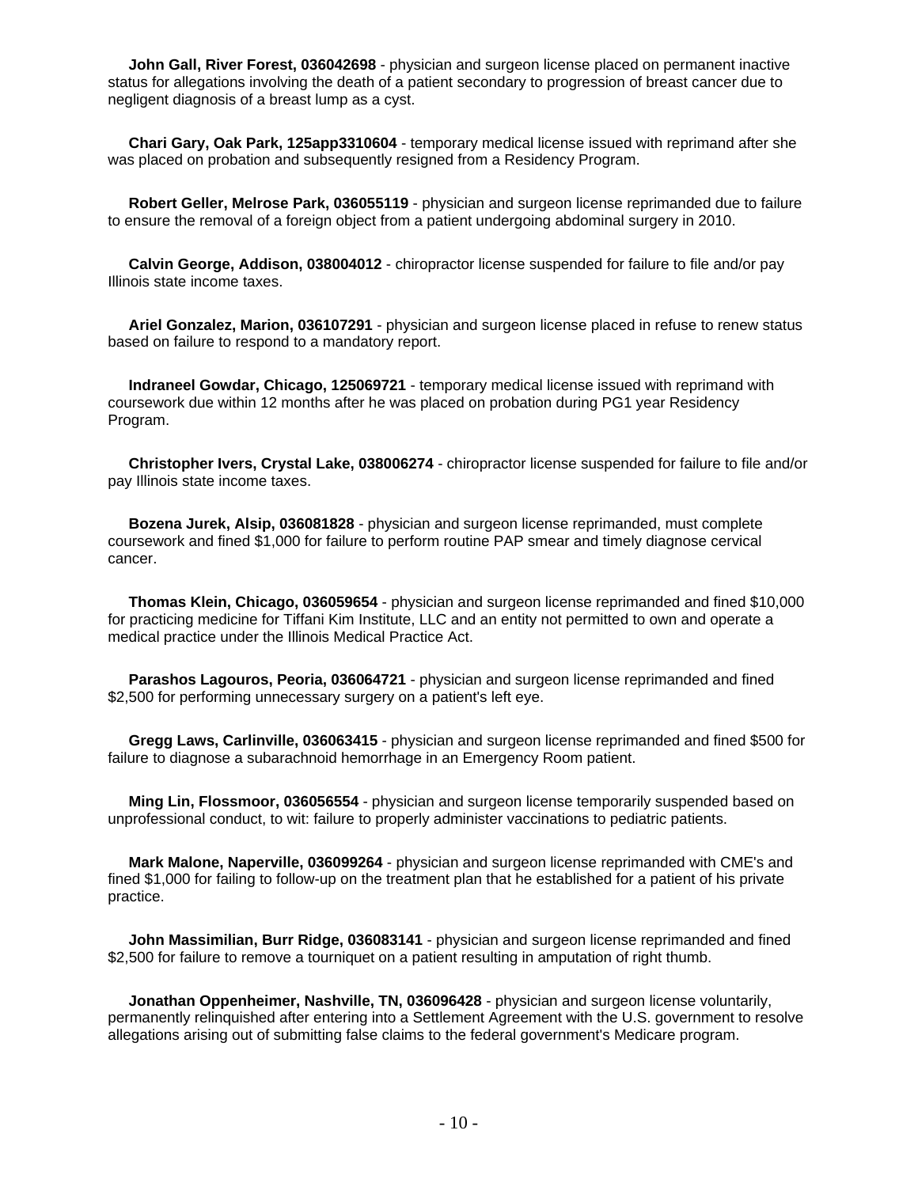**John Gall, River Forest, 036042698** - physician and surgeon license placed on permanent inactive status for allegations involving the death of a patient secondary to progression of breast cancer due to negligent diagnosis of a breast lump as a cyst.

**Chari Gary, Oak Park, 125app3310604** - temporary medical license issued with reprimand after she was placed on probation and subsequently resigned from a Residency Program.

**Robert Geller, Melrose Park, 036055119** - physician and surgeon license reprimanded due to failure to ensure the removal of a foreign object from a patient undergoing abdominal surgery in 2010.

**Calvin George, Addison, 038004012** - chiropractor license suspended for failure to file and/or pay Illinois state income taxes.

**Ariel Gonzalez, Marion, 036107291** - physician and surgeon license placed in refuse to renew status based on failure to respond to a mandatory report.

**Indraneel Gowdar, Chicago, 125069721** - temporary medical license issued with reprimand with coursework due within 12 months after he was placed on probation during PG1 year Residency Program.

**Christopher Ivers, Crystal Lake, 038006274** - chiropractor license suspended for failure to file and/or pay Illinois state income taxes.

**Bozena Jurek, Alsip, 036081828** - physician and surgeon license reprimanded, must complete coursework and fined $1,000 for failure to perform routine PAP smear and timely diagnose cervical cancer.

**Thomas Klein, Chicago, 036059654** - physician and surgeon license reprimanded and fined $10,000 for practicing medicine for Tiffani Kim Institute, LLC and an entity not permitted to own and operate a medical practice under the Illinois Medical Practice Act.

**Parashos Lagouros, Peoria, 036064721** - physician and surgeon license reprimanded and fined $2,500 for performing unnecessary surgery on a patient's left eye.

**Gregg Laws, Carlinville, 036063415** - physician and surgeon license reprimanded and fined $500 for failure to diagnose a subarachnoid hemorrhage in an Emergency Room patient.

**Ming Lin, Flossmoor, 036056554** - physician and surgeon license temporarily suspended based on unprofessional conduct, to wit: failure to properly administer vaccinations to pediatric patients.

**Mark Malone, Naperville, 036099264** - physician and surgeon license reprimanded with CME's and fined $1,000 for failing to follow-up on the treatment plan that he established for a patient of his private practice.

**John Massimilian, Burr Ridge, 036083141** - physician and surgeon license reprimanded and fined $2,500 for failure to remove a tourniquet on a patient resulting in amputation of right thumb.

**Jonathan Oppenheimer, Nashville, TN, 036096428** - physician and surgeon license voluntarily, permanently relinquished after entering into a Settlement Agreement with the U.S. government to resolve allegations arising out of submitting false claims to the federal government's Medicare program.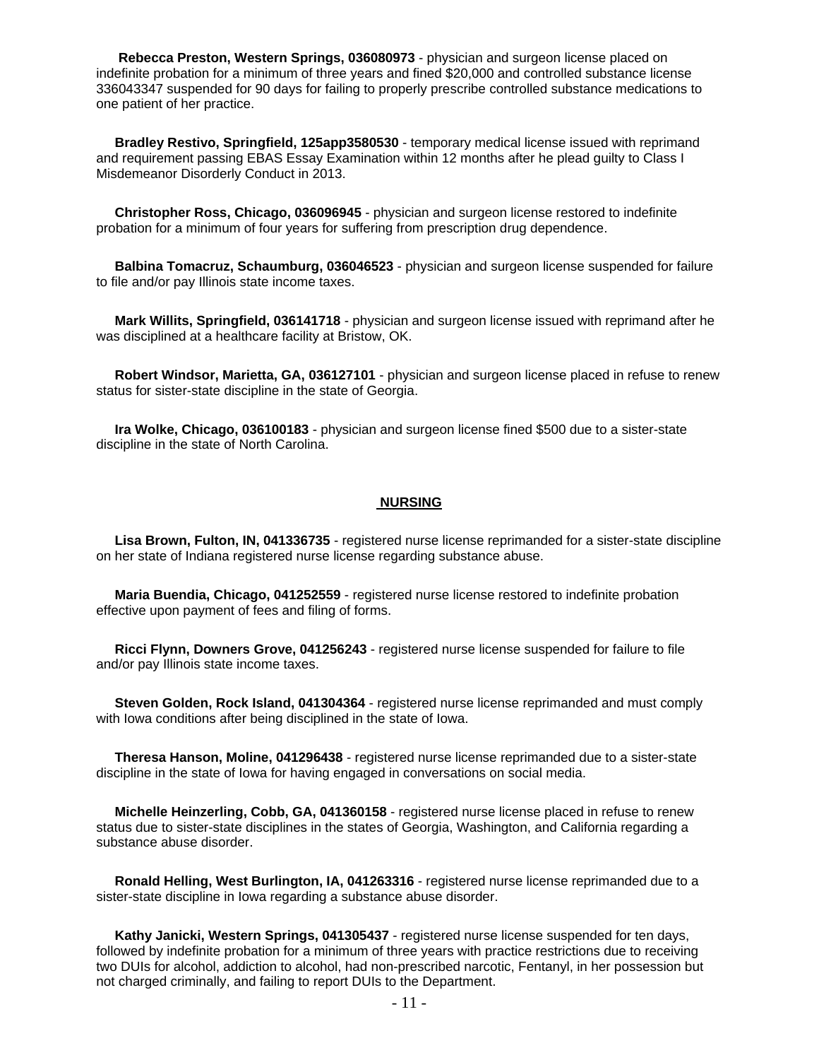**Rebecca Preston, Western Springs, 036080973** - physician and surgeon license placed on indefinite probation for a minimum of three years and fined $20,000 and controlled substance license 336043347 suspended for 90 days for failing to properly prescribe controlled substance medications to one patient of her practice.

**Bradley Restivo, Springfield, 125app3580530** - temporary medical license issued with reprimand and requirement passing EBAS Essay Examination within 12 months after he plead guilty to Class I Misdemeanor Disorderly Conduct in 2013.

**Christopher Ross, Chicago, 036096945** - physician and surgeon license restored to indefinite probation for a minimum of four years for suffering from prescription drug dependence.

**Balbina Tomacruz, Schaumburg, 036046523** - physician and surgeon license suspended for failure to file and/or pay Illinois state income taxes.

**Mark Willits, Springfield, 036141718** - physician and surgeon license issued with reprimand after he was disciplined at a healthcare facility at Bristow, OK.

**Robert Windsor, Marietta, GA, 036127101** - physician and surgeon license placed in refuse to renew status for sister-state discipline in the state of Georgia.

**Ira Wolke, Chicago, 036100183** - physician and surgeon license fined $500 due to a sister-state discipline in the state of North Carolina.

## NURSING

**Lisa Brown, Fulton, IN, 041336735** - registered nurse license reprimanded for a sister-state discipline on her state of Indiana registered nurse license regarding substance abuse.

**Maria Buendia, Chicago, 041252559** - registered nurse license restored to indefinite probation effective upon payment of fees and filing of forms.

**Ricci Flynn, Downers Grove, 041256243** - registered nurse license suspended for failure to file and/or pay Illinois state income taxes.

**Steven Golden, Rock Island, 041304364** - registered nurse license reprimanded and must comply with Iowa conditions after being disciplined in the state of Iowa.

**Theresa Hanson, Moline, 041296438** - registered nurse license reprimanded due to a sister-state discipline in the state of Iowa for having engaged in conversations on social media.

**Michelle Heinzerling, Cobb, GA, 041360158** - registered nurse license placed in refuse to renew status due to sister-state disciplines in the states of Georgia, Washington, and California regarding a substance abuse disorder.

**Ronald Helling, West Burlington, IA, 041263316** - registered nurse license reprimanded due to a sister-state discipline in Iowa regarding a substance abuse disorder.

**Kathy Janicki, Western Springs, 041305437** - registered nurse license suspended for ten days, followed by indefinite probation for a minimum of three years with practice restrictions due to receiving two DUIs for alcohol, addiction to alcohol, had non-prescribed narcotic, Fentanyl, in her possession but not charged criminally, and failing to report DUIs to the Department.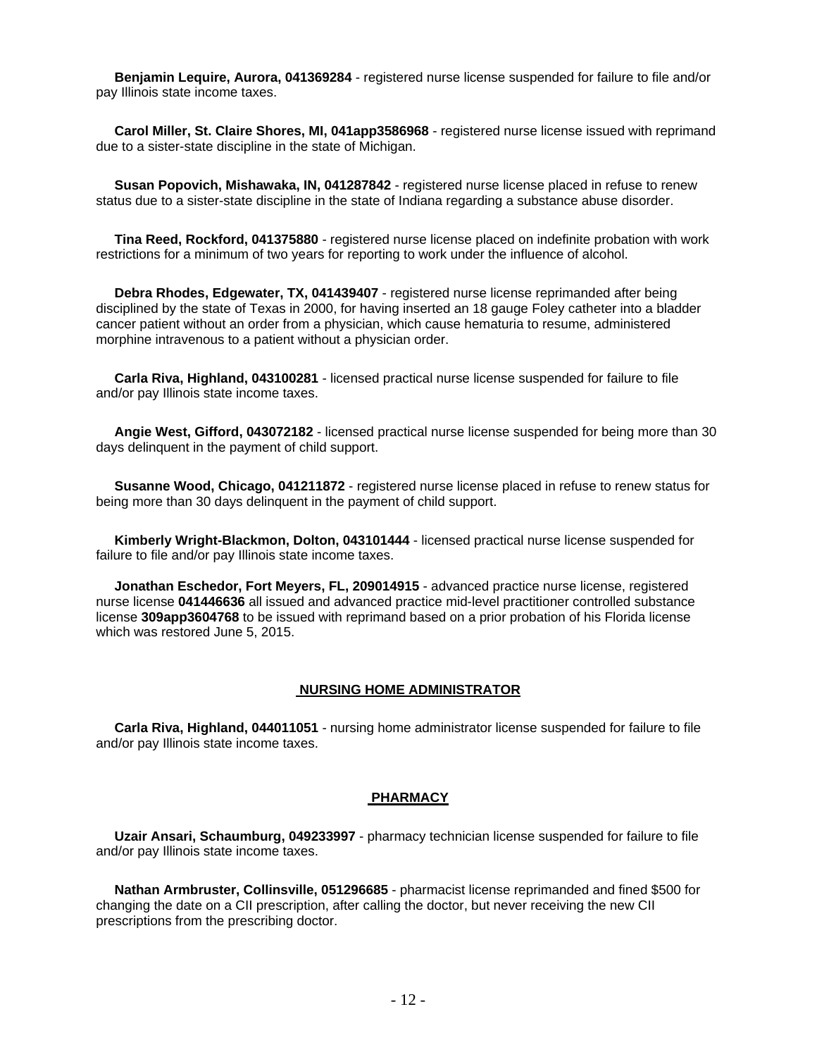**Benjamin Lequire, Aurora, 041369284** - registered nurse license suspended for failure to file and/or pay Illinois state income taxes.

**Carol Miller, St. Claire Shores, MI, 041app3586968** - registered nurse license issued with reprimand due to a sister-state discipline in the state of Michigan.

**Susan Popovich, Mishawaka, IN, 041287842** - registered nurse license placed in refuse to renew status due to a sister-state discipline in the state of Indiana regarding a substance abuse disorder.

**Tina Reed, Rockford, 041375880** - registered nurse license placed on indefinite probation with work restrictions for a minimum of two years for reporting to work under the influence of alcohol.

**Debra Rhodes, Edgewater, TX, 041439407** - registered nurse license reprimanded after being disciplined by the state of Texas in 2000, for having inserted an 18 gauge Foley catheter into a bladder cancer patient without an order from a physician, which cause hematuria to resume, administered morphine intravenous to a patient without a physician order.

**Carla Riva, Highland, 043100281** - licensed practical nurse license suspended for failure to file and/or pay Illinois state income taxes.

**Angie West, Gifford, 043072182** - licensed practical nurse license suspended for being more than 30 days delinquent in the payment of child support.

**Susanne Wood, Chicago, 041211872** - registered nurse license placed in refuse to renew status for being more than 30 days delinquent in the payment of child support.

**Kimberly Wright-Blackmon, Dolton, 043101444** - licensed practical nurse license suspended for failure to file and/or pay Illinois state income taxes.

**Jonathan Eschedor, Fort Meyers, FL, 209014915** - advanced practice nurse license, registered nurse license **041446636** all issued and advanced practice mid-level practitioner controlled substance license **309app3604768** to be issued with reprimand based on a prior probation of his Florida license which was restored June 5, 2015.

## NURSING HOME ADMINISTRATOR

**Carla Riva, Highland, 044011051** - nursing home administrator license suspended for failure to file and/or pay Illinois state income taxes.

## PHARMACY

**Uzair Ansari, Schaumburg, 049233997** - pharmacy technician license suspended for failure to file and/or pay Illinois state income taxes.

**Nathan Armbruster, Collinsville, 051296685** - pharmacist license reprimanded and fined $500 for changing the date on a CII prescription, after calling the doctor, but never receiving the new CII prescriptions from the prescribing doctor.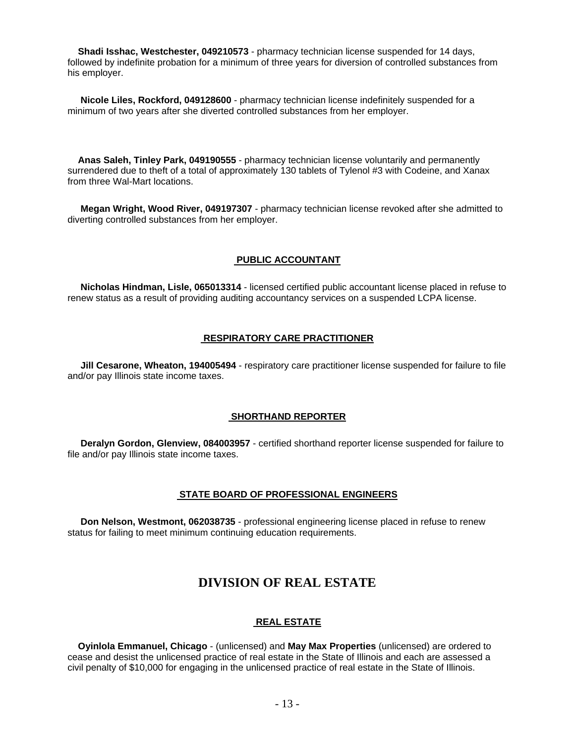**Shadi Isshac, Westchester, 049210573** - pharmacy technician license suspended for 14 days, followed by indefinite probation for a minimum of three years for diversion of controlled substances from his employer.

**Nicole Liles, Rockford, 049128600** - pharmacy technician license indefinitely suspended for a minimum of two years after she diverted controlled substances from her employer.

**Anas Saleh, Tinley Park, 049190555** - pharmacy technician license voluntarily and permanently surrendered due to theft of a total of approximately 130 tablets of Tylenol #3 with Codeine, and Xanax from three Wal-Mart locations.

**Megan Wright, Wood River, 049197307** - pharmacy technician license revoked after she admitted to diverting controlled substances from her employer.

### PUBLIC ACCOUNTANT

**Nicholas Hindman, Lisle, 065013314** - licensed certified public accountant license placed in refuse to renew status as a result of providing auditing accountancy services on a suspended LCPA license.

### RESPIRATORY CARE PRACTITIONER

**Jill Cesarone, Wheaton, 194005494** - respiratory care practitioner license suspended for failure to file and/or pay Illinois state income taxes.

### SHORTHAND REPORTER

**Deralyn Gordon, Glenview, 084003957** - certified shorthand reporter license suspended for failure to file and/or pay Illinois state income taxes.

### STATE BOARD OF PROFESSIONAL ENGINEERS

**Don Nelson, Westmont, 062038735** - professional engineering license placed in refuse to renew status for failing to meet minimum continuing education requirements.

## DIVISION OF REAL ESTATE

### REAL ESTATE

**Oyinlola Emmanuel, Chicago** - (unlicensed) and **May Max Properties** (unlicensed) are ordered to cease and desist the unlicensed practice of real estate in the State of Illinois and each are assessed a civil penalty of $10,000 for engaging in the unlicensed practice of real estate in the State of Illinois.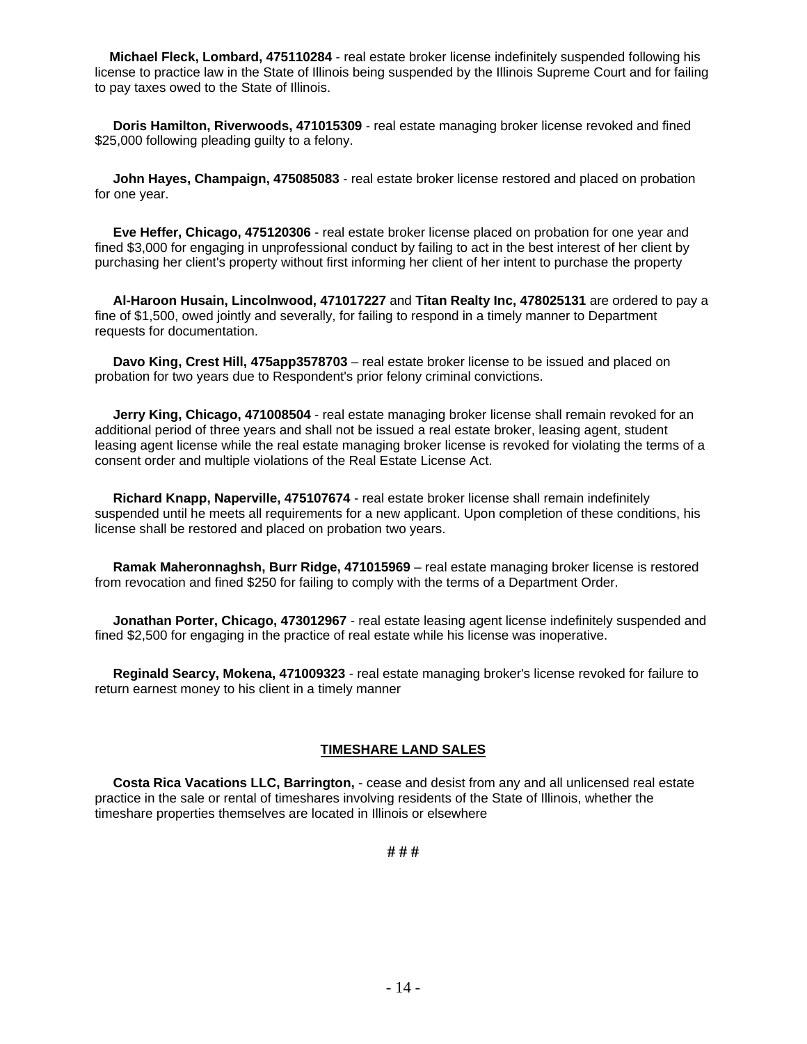**Michael Fleck, Lombard, 475110284** - real estate broker license indefinitely suspended following his license to practice law in the State of Illinois being suspended by the Illinois Supreme Court and for failing to pay taxes owed to the State of Illinois.

**Doris Hamilton, Riverwoods, 471015309** - real estate managing broker license revoked and fined $25,000 following pleading guilty to a felony.

**John Hayes, Champaign, 475085083** - real estate broker license restored and placed on probation for one year.

**Eve Heffer, Chicago, 475120306** - real estate broker license placed on probation for one year and fined $3,000 for engaging in unprofessional conduct by failing to act in the best interest of her client by purchasing her client's property without first informing her client of her intent to purchase the property

**Al-Haroon Husain, Lincolnwood, 471017227** and **Titan Realty Inc, 478025131** are ordered to pay a fine of $1,500, owed jointly and severally, for failing to respond in a timely manner to Department requests for documentation.

**Davo King, Crest Hill, 475app3578703** – real estate broker license to be issued and placed on probation for two years due to Respondent's prior felony criminal convictions.

**Jerry King, Chicago, 471008504** - real estate managing broker license shall remain revoked for an additional period of three years and shall not be issued a real estate broker, leasing agent, student leasing agent license while the real estate managing broker license is revoked for violating the terms of a consent order and multiple violations of the Real Estate License Act.

**Richard Knapp, Naperville, 475107674** - real estate broker license shall remain indefinitely suspended until he meets all requirements for a new applicant. Upon completion of these conditions, his license shall be restored and placed on probation two years.

**Ramak Maheronnaghsh, Burr Ridge, 471015969** – real estate managing broker license is restored from revocation and fined $250 for failing to comply with the terms of a Department Order.

**Jonathan Porter, Chicago, 473012967** - real estate leasing agent license indefinitely suspended and fined $2,500 for engaging in the practice of real estate while his license was inoperative.

**Reginald Searcy, Mokena, 471009323** - real estate managing broker's license revoked for failure to return earnest money to his client in a timely manner

## TIMESHARE LAND SALES

**Costa Rica Vacations LLC, Barrington,** - cease and desist from any and all unlicensed real estate practice in the sale or rental of timeshares involving residents of the State of Illinois, whether the timeshare properties themselves are located in Illinois or elsewhere

# # #